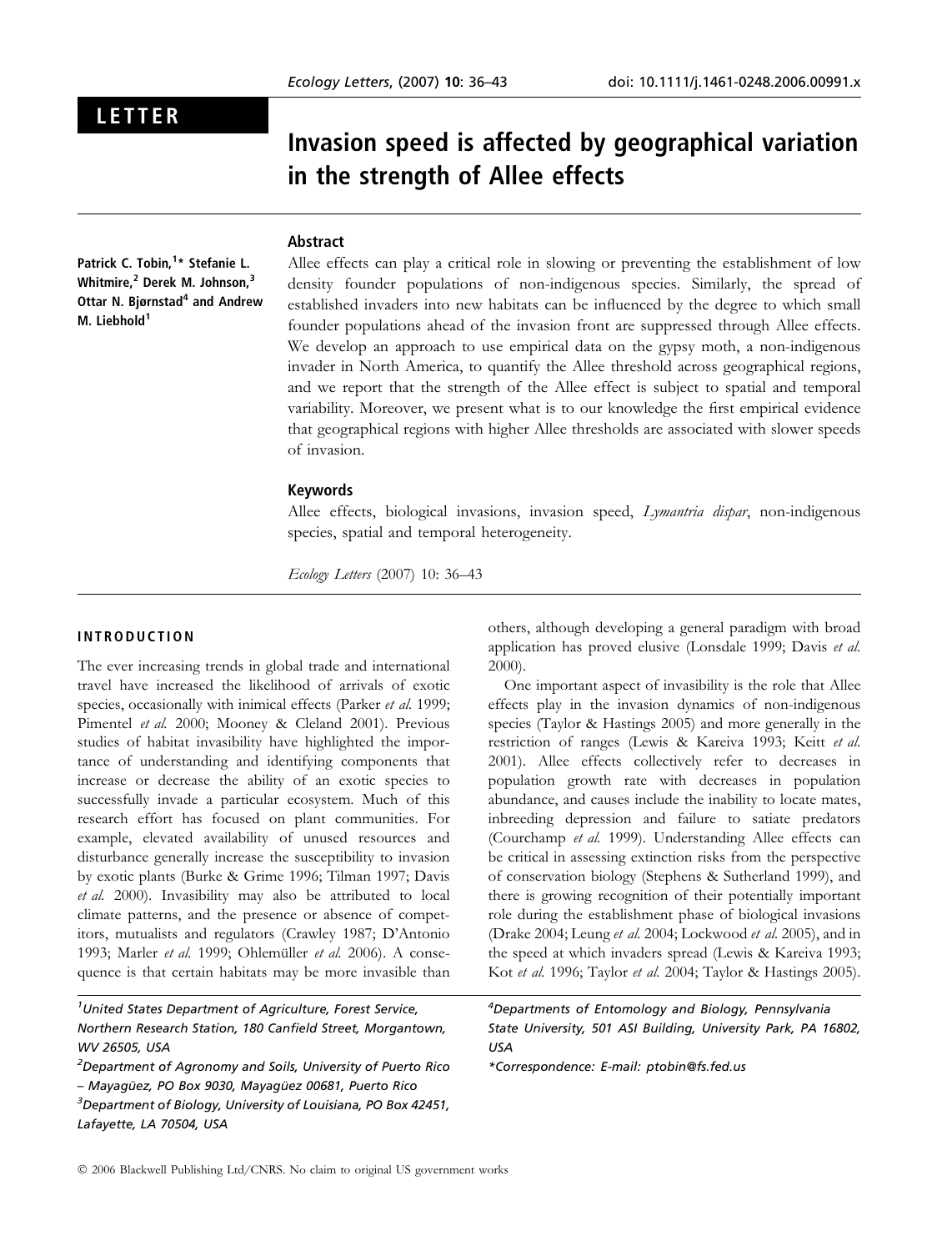LETTER

# Invasion speed is affected by geographical variation in the strength of Allee effects

Patrick C. Tobin,[1]* Stefanie L. Whitmire,[2] Derek M. Johnson,[3] Ottar N. Bjørnstad[4] and Andrew M. Liebhold[1]

## Abstract

Allee effects can play a critical role in slowing or preventing the establishment of low density founder populations of non-indigenous species. Similarly, the spread of established invaders into new habitats can be influenced by the degree to which small founder populations ahead of the invasion front are suppressed through Allee effects. We develop an approach to use empirical data on the gypsy moth, a non-indigenous invader in North America, to quantify the Allee threshold across geographical regions, and we report that the strength of the Allee effect is subject to spatial and temporal variability. Moreover, we present what is to our knowledge the first empirical evidence that geographical regions with higher Allee thresholds are associated with slower speeds of invasion.

## Keywords

Allee effects, biological invasions, invasion speed, *Lymantria dispar*, non-indigenous species, spatial and temporal heterogeneity.

*Ecology Letters* (2007) 10: 36–43

## INTRODUCTION

The ever increasing trends in global trade and international travel have increased the likelihood of arrivals of exotic species, occasionally with inimical effects (Parker *et al.* 1999; Pimentel *et al.* 2000; Mooney & Cleland 2001). Previous studies of habitat invasibility have highlighted the importance of understanding and identifying components that increase or decrease the ability of an exotic species to successfully invade a particular ecosystem. Much of this research effort has focused on plant communities. For example, elevated availability of unused resources and disturbance generally increase the susceptibility to invasion by exotic plants (Burke & Grime 1996; Tilman 1997; Davis *et al.* 2000). Invasibility may also be attributed to local climate patterns, and the presence or absence of competitors, mutualists and regulators (Crawley 1987; D'Antonio 1993; Marler *et al.* 1999; Ohlemüller *et al.* 2006). A consequence is that certain habitats may be more invasible than others, although developing a general paradigm with broad application has proved elusive (Lonsdale 1999; Davis *et al.* 2000).

One important aspect of invasibility is the role that Allee effects play in the invasion dynamics of non-indigenous species (Taylor & Hastings 2005) and more generally in the restriction of ranges (Lewis & Kareiva 1993; Keitt *et al.* 2001). Allee effects collectively refer to decreases in population growth rate with decreases in population abundance, and causes include the inability to locate mates, inbreeding depression and failure to satiate predators (Courchamp *et al.* 1999). Understanding Allee effects can be critical in assessing extinction risks from the perspective of conservation biology (Stephens & Sutherland 1999), and there is growing recognition of their potentially important role during the establishment phase of biological invasions (Drake 2004; Leung *et al.* 2004; Lockwood *et al.* 2005), and in the speed at which invaders spread (Lewis & Kareiva 1993; Kot *et al.* 1996; Taylor *et al.* 2004; Taylor & Hastings 2005).

[1]United States Department of Agriculture, Forest Service, Northern Research Station, 180 Canfield Street, Morgantown, WV 26505, USA

[2]Department of Agronomy and Soils, University of Puerto Rico – Mayagüez, PO Box 9030, Mayagüez 00681, Puerto Rico

[3]Department of Biology, University of Louisiana, PO Box 42451, Lafayette, LA 70504, USA

[4]Departments of Entomology and Biology, Pennsylvania State University, 501 ASI Building, University Park, PA 16802, USA

*Correspondence: E-mail: ptobin@fs.fed.us

© 2006 Blackwell Publishing Ltd/CNRS. No claim to original US government works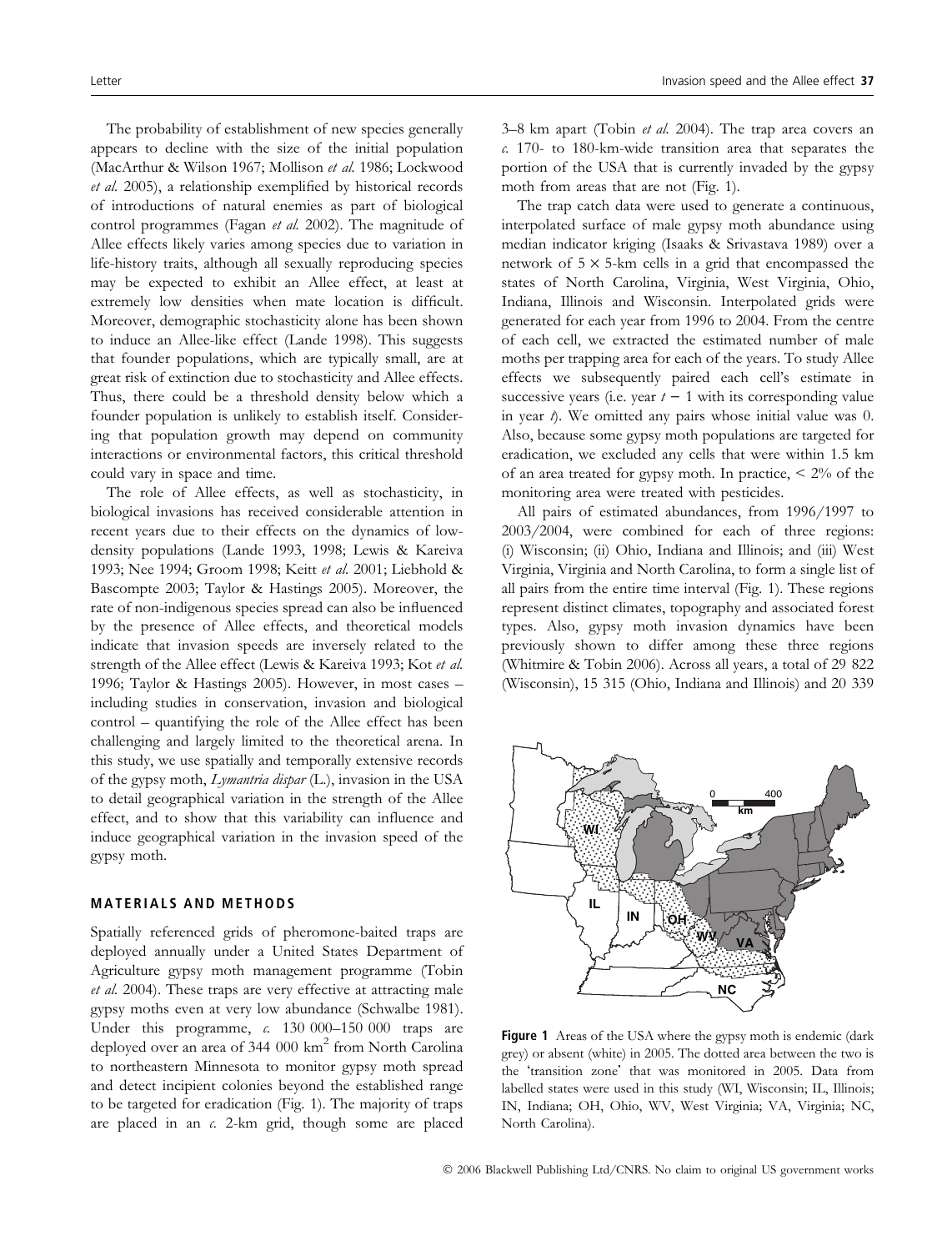The probability of establishment of new species generally appears to decline with the size of the initial population (MacArthur & Wilson 1967; Mollison *et al.* 1986; Lockwood *et al.* 2005), a relationship exemplified by historical records of introductions of natural enemies as part of biological control programmes (Fagan *et al.* 2002). The magnitude of Allee effects likely varies among species due to variation in life-history traits, although all sexually reproducing species may be expected to exhibit an Allee effect, at least at extremely low densities when mate location is difficult. Moreover, demographic stochasticity alone has been shown to induce an Allee-like effect (Lande 1998). This suggests that founder populations, which are typically small, are at great risk of extinction due to stochasticity and Allee effects. Thus, there could be a threshold density below which a founder population is unlikely to establish itself. Considering that population growth may depend on community interactions or environmental factors, this critical threshold could vary in space and time.

The role of Allee effects, as well as stochasticity, in biological invasions has received considerable attention in recent years due to their effects on the dynamics of low-density populations (Lande 1993, 1998; Lewis & Kareiva 1993; Nee 1994; Groom 1998; Keitt *et al.* 2001; Liebhold & Bascompte 2003; Taylor & Hastings 2005). Moreover, the rate of non-indigenous species spread can also be influenced by the presence of Allee effects, and theoretical models indicate that invasion speeds are inversely related to the strength of the Allee effect (Lewis & Kareiva 1993; Kot *et al.* 1996; Taylor & Hastings 2005). However, in most cases – including studies in conservation, invasion and biological control – quantifying the role of the Allee effect has been challenging and largely limited to the theoretical arena. In this study, we use spatially and temporally extensive records of the gypsy moth, *Lymantria dispar* (L.), invasion in the USA to detail geographical variation in the strength of the Allee effect, and to show that this variability can influence and induce geographical variation in the invasion speed of the gypsy moth.

## MATERIALS AND METHODS

Spatially referenced grids of pheromone-baited traps are deployed annually under a United States Department of Agriculture gypsy moth management programme (Tobin *et al.* 2004). These traps are very effective at attracting male gypsy moths even at very low abundance (Schwalbe 1981). Under this programme, *c.* 130 000–150 000 traps are deployed over an area of 344 000 km$^2$ from North Carolina to northeastern Minnesota to monitor gypsy moth spread and detect incipient colonies beyond the established range to be targeted for eradication (Fig. 1). The majority of traps are placed in an *c.* 2-km grid, though some are placed 3–8 km apart (Tobin *et al.* 2004). The trap area covers an *c.* 170- to 180-km-wide transition area that separates the portion of the USA that is currently invaded by the gypsy moth from areas that are not (Fig. 1).

The trap catch data were used to generate a continuous, interpolated surface of male gypsy moth abundance using median indicator kriging (Isaaks & Srivastava 1989) over a network of 5 × 5-km cells in a grid that encompassed the states of North Carolina, Virginia, West Virginia, Ohio, Indiana, Illinois and Wisconsin. Interpolated grids were generated for each year from 1996 to 2004. From the centre of each cell, we extracted the estimated number of male moths per trapping area for each of the years. To study Allee effects we subsequently paired each cell's estimate in successive years (i.e. year $t - 1$ with its corresponding value in year $t$). We omitted any pairs whose initial value was 0. Also, because some gypsy moth populations are targeted for eradication, we excluded any cells that were within 1.5 km of an area treated for gypsy moth. In practice, < 2% of the monitoring area were treated with pesticides.

All pairs of estimated abundances, from 1996/1997 to 2003/2004, were combined for each of three regions: (i) Wisconsin; (ii) Ohio, Indiana and Illinois; and (iii) West Virginia, Virginia and North Carolina, to form a single list of all pairs from the entire time interval (Fig. 1). These regions represent distinct climates, topography and associated forest types. Also, gypsy moth invasion dynamics have been previously shown to differ among these three regions (Whitmire & Tobin 2006). Across all years, a total of 29 822 (Wisconsin), 15 315 (Ohio, Indiana and Illinois) and 20 339

**Figure 1** Areas of the USA where the gypsy moth is endemic (dark grey) or absent (white) in 2005. The dotted area between the two is the 'transition zone' that was monitored in 2005. Data from labelled states were used in this study (WI, Wisconsin; IL, Illinois; IN, Indiana; OH, Ohio, WV, West Virginia; VA, Virginia; NC, North Carolina).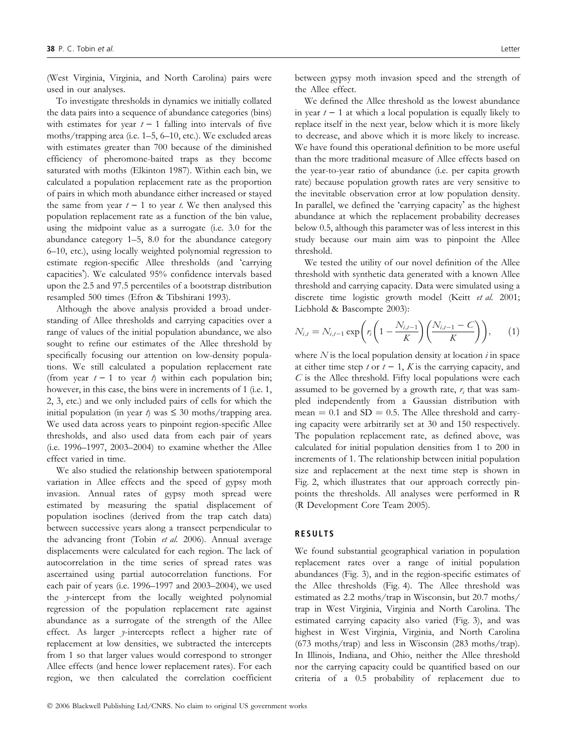(West Virginia, Virginia, and North Carolina) pairs were used in our analyses.

To investigate thresholds in dynamics we initially collated the data pairs into a sequence of abundance categories (bins) with estimates for year $t - 1$ falling into intervals of five moths/trapping area (i.e. 1–5, 6–10, etc.). We excluded areas with estimates greater than 700 because of the diminished efficiency of pheromone-baited traps as they become saturated with moths (Elkinton 1987). Within each bin, we calculated a population replacement rate as the proportion of pairs in which moth abundance either increased or stayed the same from year $t - 1$ to year $t$. We then analysed this population replacement rate as a function of the bin value, using the midpoint value as a surrogate (i.e. 3.0 for the abundance category 1–5, 8.0 for the abundance category 6–10, etc.), using locally weighted polynomial regression to estimate region-specific Allee thresholds (and 'carrying capacities'). We calculated 95% confidence intervals based upon the 2.5 and 97.5 percentiles of a bootstrap distribution resampled 500 times (Efron & Tibshirani 1993).

Although the above analysis provided a broad understanding of Allee thresholds and carrying capacities over a range of values of the initial population abundance, we also sought to refine our estimates of the Allee threshold by specifically focusing our attention on low-density populations. We still calculated a population replacement rate (from year $t - 1$ to year $t$) within each population bin; however, in this case, the bins were in increments of 1 (i.e. 1, 2, 3, etc.) and we only included pairs of cells for which the initial population (in year $t$) was $\leq$ 30 moths/trapping area. We used data across years to pinpoint region-specific Allee thresholds, and also used data from each pair of years (i.e. 1996–1997, 2003–2004) to examine whether the Allee effect varied in time.

We also studied the relationship between spatiotemporal variation in Allee effects and the speed of gypsy moth invasion. Annual rates of gypsy moth spread were estimated by measuring the spatial displacement of population isoclines (derived from the trap catch data) between successive years along a transect perpendicular to the advancing front (Tobin *et al.* 2006). Annual average displacements were calculated for each region. The lack of autocorrelation in the time series of spread rates was ascertained using partial autocorrelation functions. For each pair of years (i.e. 1996–1997 and 2003–2004), we used the $y$-intercept from the locally weighted polynomial regression of the population replacement rate against abundance as a surrogate of the strength of the Allee effect. As larger $y$-intercepts reflect a higher rate of replacement at low densities, we subtracted the intercepts from 1 so that larger values would correspond to stronger Allee effects (and hence lower replacement rates). For each region, we then calculated the correlation coefficient between gypsy moth invasion speed and the strength of the Allee effect.

We defined the Allee threshold as the lowest abundance in year $t - 1$ at which a local population is equally likely to replace itself in the next year, below which it is more likely to decrease, and above which it is more likely to increase. We have found this operational definition to be more useful than the more traditional measure of Allee effects based on the year-to-year ratio of abundance (i.e. per capita growth rate) because population growth rates are very sensitive to the inevitable observation error at low population density. In parallel, we defined the 'carrying capacity' as the highest abundance at which the replacement probability decreases below 0.5, although this parameter was of less interest in this study because our main aim was to pinpoint the Allee threshold.

We tested the utility of our novel definition of the Allee threshold with synthetic data generated with a known Allee threshold and carrying capacity. Data were simulated using a discrete time logistic growth model (Keitt *et al.* 2001; Liebhold & Bascompte 2003):

$$N_{i,t} = N_{i,t-1} \exp\left( r_i \left( 1 - \frac{N_{i,t-1}}{K} \right) \left( \frac{N_{i,t-1} - C}{K} \right) \right), \qquad (1)$$

where $N$ is the local population density at location $i$ in space at either time step $t$ or $t - 1$, $K$ is the carrying capacity, and $C$ is the Allee threshold. Fifty local populations were each assumed to be governed by a growth rate, $r_i$ that was sampled independently from a Gaussian distribution with mean = 0.1 and SD = 0.5. The Allee threshold and carrying capacity were arbitrarily set at 30 and 150 respectively. The population replacement rate, as defined above, was calculated for initial population densities from 1 to 200 in increments of 1. The relationship between initial population size and replacement at the next time step is shown in Fig. 2, which illustrates that our approach correctly pinpoints the thresholds. All analyses were performed in R (R Development Core Team 2005).

## RESULTS

We found substantial geographical variation in population replacement rates over a range of initial population abundances (Fig. 3), and in the region-specific estimates of the Allee thresholds (Fig. 4). The Allee threshold was estimated as 2.2 moths/trap in Wisconsin, but 20.7 moths/trap in West Virginia, Virginia and North Carolina. The estimated carrying capacity also varied (Fig. 3), and was highest in West Virginia, Virginia, and North Carolina (673 moths/trap) and less in Wisconsin (283 moths/trap). In Illinois, Indiana, and Ohio, neither the Allee threshold nor the carrying capacity could be quantified based on our criteria of a 0.5 probability of replacement due to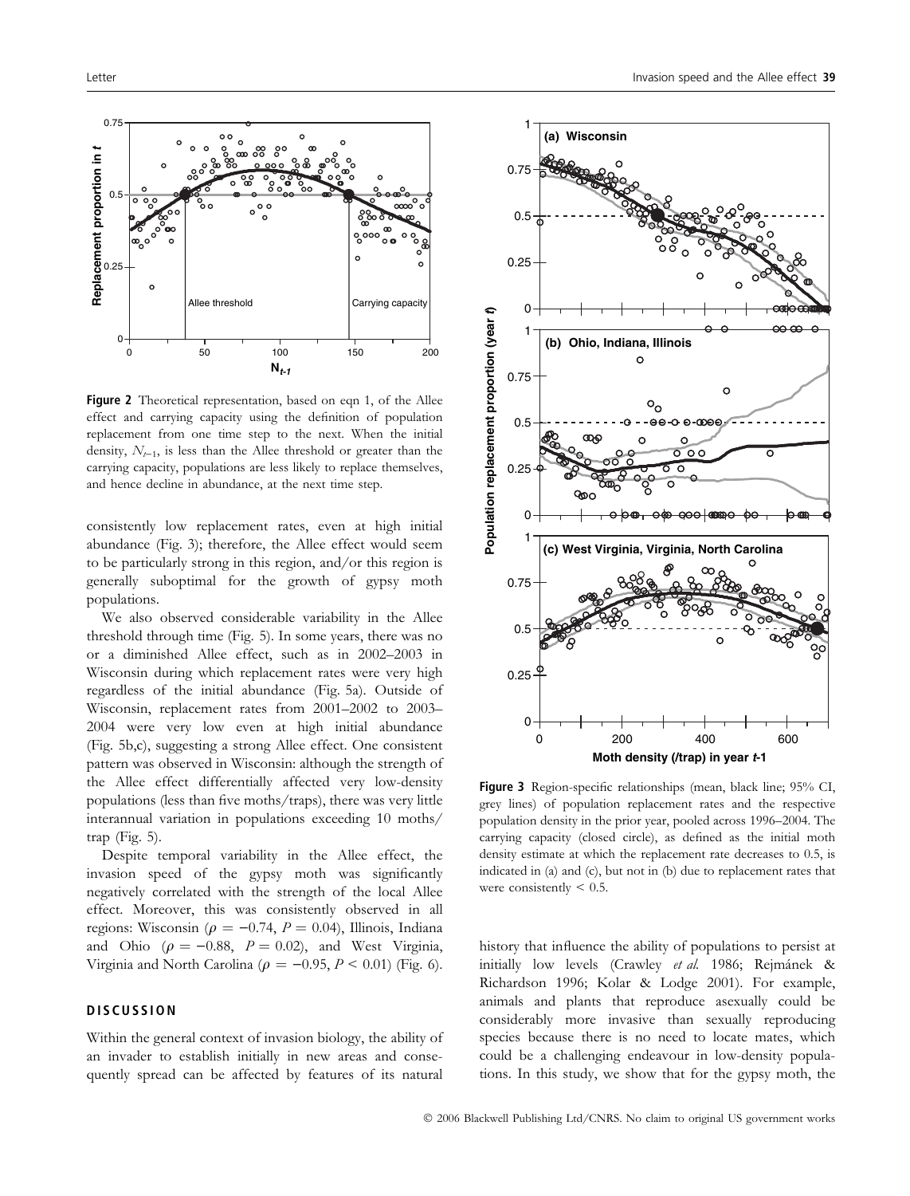Figure 2 Theoretical representation, based on eqn 1, of the Allee effect and carrying capacity using the definition of population replacement from one time step to the next. When the initial density, $N_{t-1}$, is less than the Allee threshold or greater than the carrying capacity, populations are less likely to replace themselves, and hence decline in abundance, at the next time step.

consistently low replacement rates, even at high initial abundance (Fig. 3); therefore, the Allee effect would seem to be particularly strong in this region, and/or this region is generally suboptimal for the growth of gypsy moth populations.

We also observed considerable variability in the Allee threshold through time (Fig. 5). In some years, there was no or a diminished Allee effect, such as in 2002–2003 in Wisconsin during which replacement rates were very high regardless of the initial abundance (Fig. 5a). Outside of Wisconsin, replacement rates from 2001–2002 to 2003–2004 were very low even at high initial abundance (Fig. 5b,c), suggesting a strong Allee effect. One consistent pattern was observed in Wisconsin: although the strength of the Allee effect differentially affected very low-density populations (less than five moths/traps), there was very little interannual variation in populations exceeding 10 moths/trap (Fig. 5).

Despite temporal variability in the Allee effect, the invasion speed of the gypsy moth was significantly negatively correlated with the strength of the local Allee effect. Moreover, this was consistently observed in all regions: Wisconsin ($\rho = -0.74$, $P = 0.04$), Illinois, Indiana and Ohio ($\rho = -0.88$, $P = 0.02$), and West Virginia, Virginia and North Carolina ($\rho = -0.95$, $P < 0.01$) (Fig. 6).

## DISCUSSION

Within the general context of invasion biology, the ability of an invader to establish initially in new areas and consequently spread can be affected by features of its natural history that influence the ability of populations to persist at initially low levels (Crawley *et al.* 1986; Rejmánek & Richardson 1996; Kolar & Lodge 2001). For example, animals and plants that reproduce asexually could be considerably more invasive than sexually reproducing species because there is no need to locate mates, which could be a challenging endeavour in low-density populations. In this study, we show that for the gypsy moth, the

Figure 3 Region-specific relationships (mean, black line; 95% CI, grey lines) of population replacement rates and the respective population density in the prior year, pooled across 1996–2004. The carrying capacity (closed circle), as defined as the initial moth density estimate at which the replacement rate decreases to 0.5, is indicated in (a) and (c), but not in (b) due to replacement rates that were consistently < 0.5.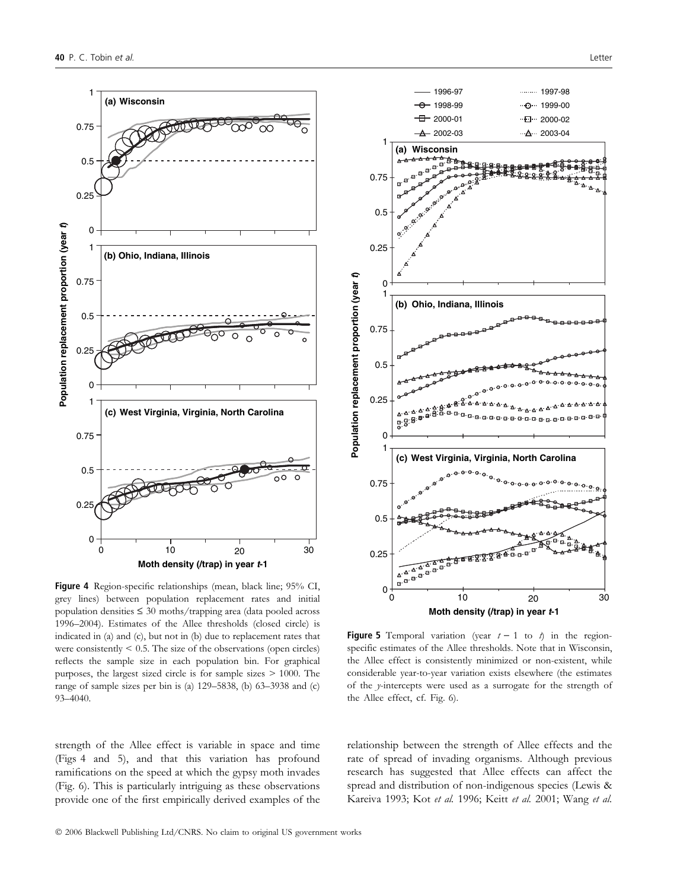**Figure 4** Region-specific relationships (mean, black line; 95% CI, grey lines) between population replacement rates and initial population densities ≤ 30 moths/trapping area (data pooled across 1996–2004). Estimates of the Allee thresholds (closed circle) is indicated in (a) and (c), but not in (b) due to replacement rates that were consistently < 0.5. The size of the observations (open circles) reflects the sample size in each population bin. For graphical purposes, the largest sized circle is for sample sizes > 1000. The range of sample sizes per bin is (a) 129–5838, (b) 63–3938 and (c) 93–4040.

**Figure 5** Temporal variation (year $t-1$ to $t$) in the region-specific estimates of the Allee thresholds. Note that in Wisconsin, the Allee effect is consistently minimized or non-existent, while considerable year-to-year variation exists elsewhere (the estimates of the *y*-intercepts were used as a surrogate for the strength of the Allee effect, cf. Fig. 6).

strength of the Allee effect is variable in space and time (Figs 4 and 5), and that this variation has profound ramifications on the speed at which the gypsy moth invades (Fig. 6). This is particularly intriguing as these observations provide one of the first empirically derived examples of the relationship between the strength of Allee effects and the rate of spread of invading organisms. Although previous research has suggested that Allee effects can affect the spread and distribution of non-indigenous species (Lewis & Kareiva 1993; Kot *et al.* 1996; Keitt *et al.* 2001; Wang *et al.*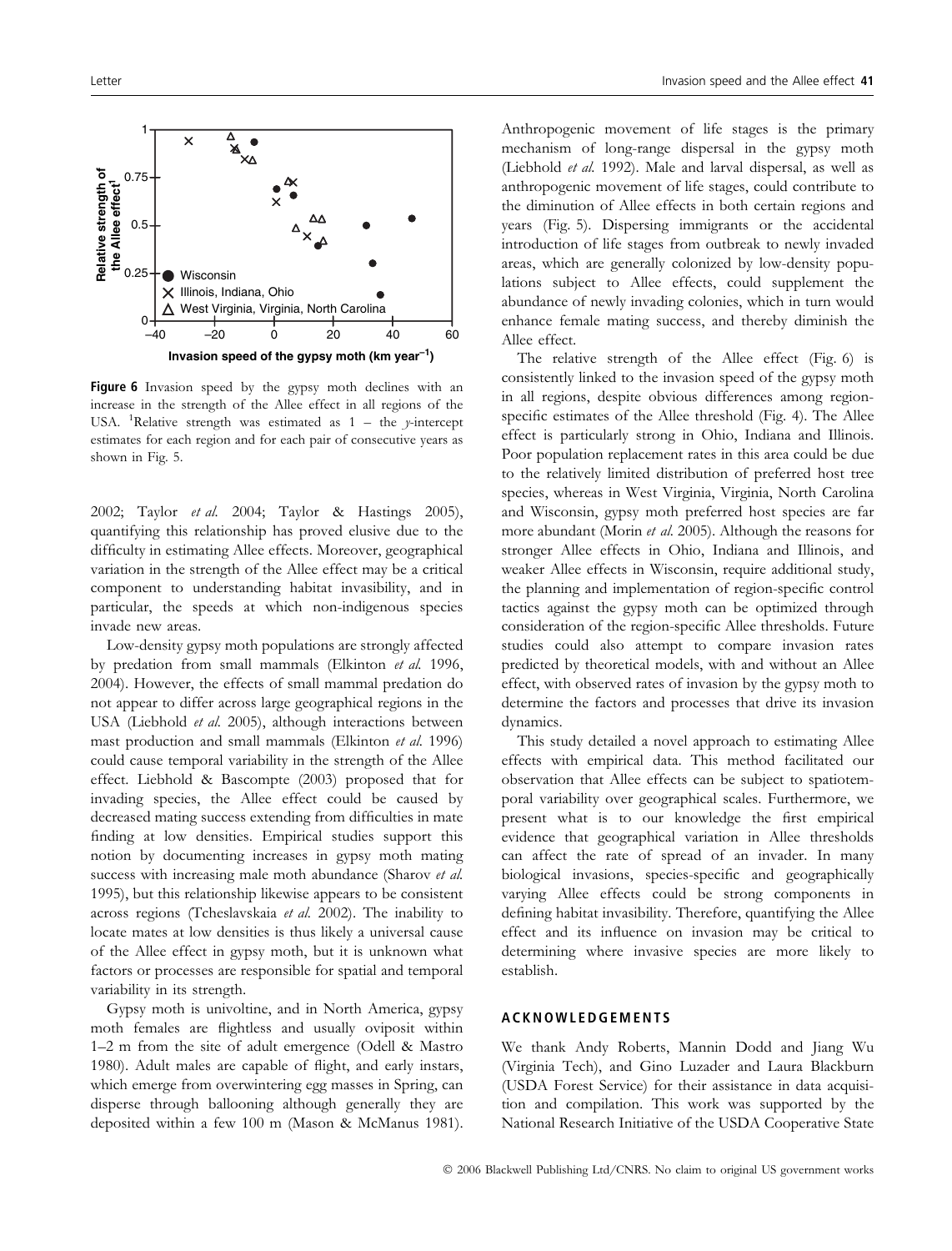**Figure 6** Invasion speed by the gypsy moth declines with an increase in the strength of the Allee effect in all regions of the USA. [1]Relative strength was estimated as 1 – the *y*-intercept estimates for each region and for each pair of consecutive years as shown in Fig. 5.

2002; Taylor *et al.* 2004; Taylor & Hastings 2005), quantifying this relationship has proved elusive due to the difficulty in estimating Allee effects. Moreover, geographical variation in the strength of the Allee effect may be a critical component to understanding habitat invasibility, and in particular, the speeds at which non-indigenous species invade new areas.

Low-density gypsy moth populations are strongly affected by predation from small mammals (Elkinton *et al.* 1996, 2004). However, the effects of small mammal predation do not appear to differ across large geographical regions in the USA (Liebhold *et al.* 2005), although interactions between mast production and small mammals (Elkinton *et al.* 1996) could cause temporal variability in the strength of the Allee effect. Liebhold & Bascompte (2003) proposed that for invading species, the Allee effect could be caused by decreased mating success extending from difficulties in mate finding at low densities. Empirical studies support this notion by documenting increases in gypsy moth mating success with increasing male moth abundance (Sharov *et al.* 1995), but this relationship likewise appears to be consistent across regions (Tcheslavskaia *et al.* 2002). The inability to locate mates at low densities is thus likely a universal cause of the Allee effect in gypsy moth, but it is unknown what factors or processes are responsible for spatial and temporal variability in its strength.

Gypsy moth is univoltine, and in North America, gypsy moth females are flightless and usually oviposit within 1–2 m from the site of adult emergence (Odell & Mastro 1980). Adult males are capable of flight, and early instars, which emerge from overwintering egg masses in Spring, can disperse through ballooning although generally they are deposited within a few 100 m (Mason & McManus 1981). Anthropogenic movement of life stages is the primary mechanism of long-range dispersal in the gypsy moth (Liebhold *et al.* 1992). Male and larval dispersal, as well as anthropogenic movement of life stages, could contribute to the diminution of Allee effects in both certain regions and years (Fig. 5). Dispersing immigrants or the accidental introduction of life stages from outbreak to newly invaded areas, which are generally colonized by low-density populations subject to Allee effects, could supplement the abundance of newly invading colonies, which in turn would enhance female mating success, and thereby diminish the Allee effect.

The relative strength of the Allee effect (Fig. 6) is consistently linked to the invasion speed of the gypsy moth in all regions, despite obvious differences among region-specific estimates of the Allee threshold (Fig. 4). The Allee effect is particularly strong in Ohio, Indiana and Illinois. Poor population replacement rates in this area could be due to the relatively limited distribution of preferred host tree species, whereas in West Virginia, Virginia, North Carolina and Wisconsin, gypsy moth preferred host species are far more abundant (Morin *et al.* 2005). Although the reasons for stronger Allee effects in Ohio, Indiana and Illinois, and weaker Allee effects in Wisconsin, require additional study, the planning and implementation of region-specific control tactics against the gypsy moth can be optimized through consideration of the region-specific Allee thresholds. Future studies could also attempt to compare invasion rates predicted by theoretical models, with and without an Allee effect, with observed rates of invasion by the gypsy moth to determine the factors and processes that drive its invasion dynamics.

This study detailed a novel approach to estimating Allee effects with empirical data. This method facilitated our observation that Allee effects can be subject to spatiotemporal variability over geographical scales. Furthermore, we present what is to our knowledge the first empirical evidence that geographical variation in Allee thresholds can affect the rate of spread of an invader. In many biological invasions, species-specific and geographically varying Allee effects could be strong components in defining habitat invasibility. Therefore, quantifying the Allee effect and its influence on invasion may be critical to determining where invasive species are more likely to establish.

## ACKNOWLEDGEMENTS

We thank Andy Roberts, Mannin Dodd and Jiang Wu (Virginia Tech), and Gino Luzader and Laura Blackburn (USDA Forest Service) for their assistance in data acquisition and compilation. This work was supported by the National Research Initiative of the USDA Cooperative State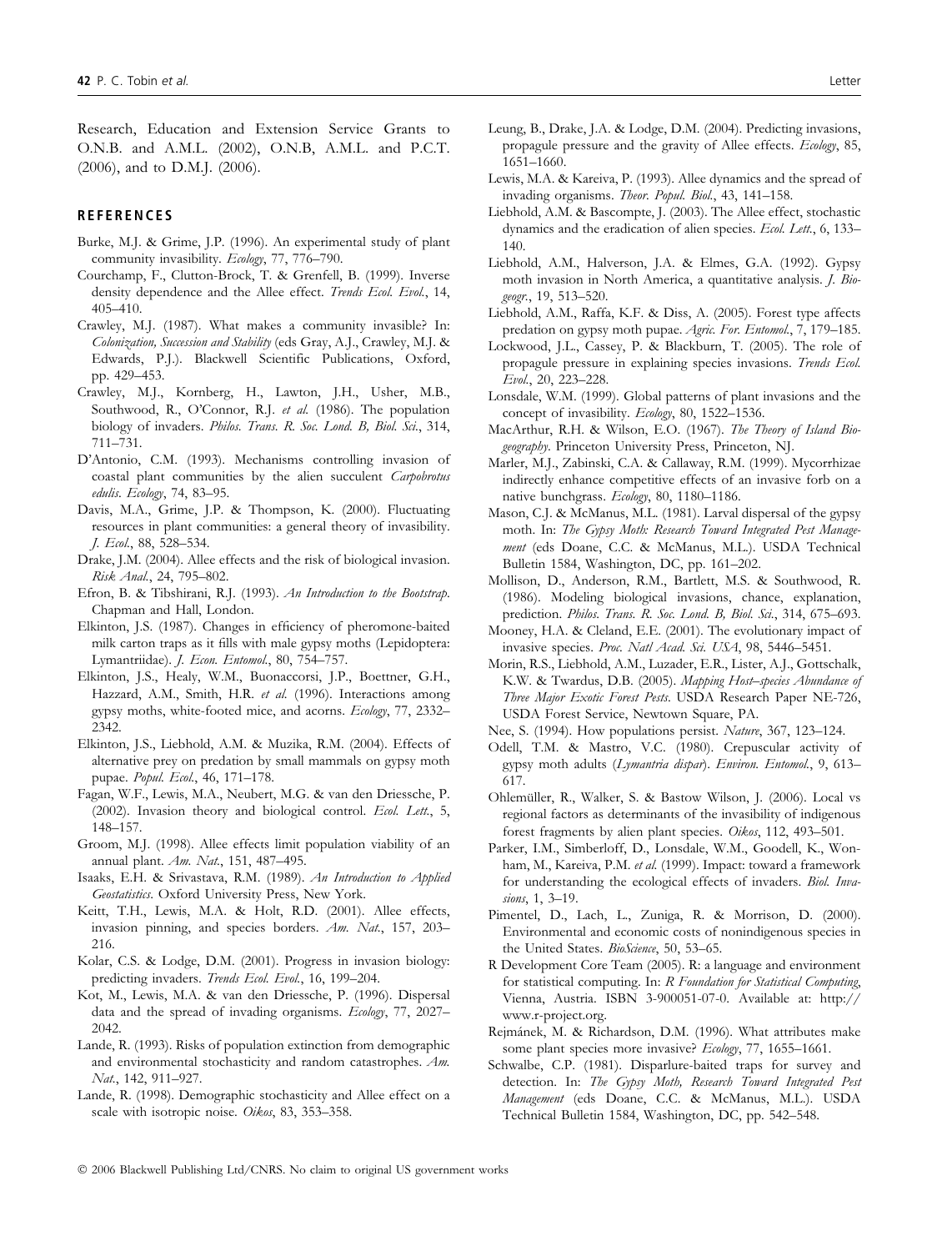Research, Education and Extension Service Grants to O.N.B. and A.M.L. (2002), O.N.B, A.M.L. and P.C.T. (2006), and to D.M.J. (2006).

## REFERENCES

Burke, M.J. & Grime, J.P. (1996). An experimental study of plant community invasibility. *Ecology*, 77, 776–790.

Courchamp, F., Clutton-Brock, T. & Grenfell, B. (1999). Inverse density dependence and the Allee effect. *Trends Ecol. Evol.*, 14, 405–410.

Crawley, M.J. (1987). What makes a community invasible? In: *Colonization, Succession and Stability* (eds Gray, A.J., Crawley, M.J. & Edwards, P.J.). Blackwell Scientific Publications, Oxford, pp. 429–453.

Crawley, M.J., Kornberg, H., Lawton, J.H., Usher, M.B., Southwood, R., O'Connor, R.J. *et al.* (1986). The population biology of invaders. *Philos. Trans. R. Soc. Lond. B, Biol. Sci.*, 314, 711–731.

D'Antonio, C.M. (1993). Mechanisms controlling invasion of coastal plant communities by the alien succulent *Carpobrotus edulis*. *Ecology*, 74, 83–95.

Davis, M.A., Grime, J.P. & Thompson, K. (2000). Fluctuating resources in plant communities: a general theory of invasibility. *J. Ecol.*, 88, 528–534.

Drake, J.M. (2004). Allee effects and the risk of biological invasion. *Risk Anal.*, 24, 795–802.

Efron, B. & Tibshirani, R.J. (1993). *An Introduction to the Bootstrap*. Chapman and Hall, London.

Elkinton, J.S. (1987). Changes in efficiency of pheromone-baited milk carton traps as it fills with male gypsy moths (Lepidoptera: Lymantriidae). *J. Econ. Entomol.*, 80, 754–757.

Elkinton, J.S., Healy, W.M., Buonaccorsi, J.P., Boettner, G.H., Hazzard, A.M., Smith, H.R. *et al.* (1996). Interactions among gypsy moths, white-footed mice, and acorns. *Ecology*, 77, 2332–2342.

Elkinton, J.S., Liebhold, A.M. & Muzika, R.M. (2004). Effects of alternative prey on predation by small mammals on gypsy moth pupae. *Popul. Ecol.*, 46, 171–178.

Fagan, W.F., Lewis, M.A., Neubert, M.G. & van den Driessche, P. (2002). Invasion theory and biological control. *Ecol. Lett.*, 5, 148–157.

Groom, M.J. (1998). Allee effects limit population viability of an annual plant. *Am. Nat.*, 151, 487–495.

Isaaks, E.H. & Srivastava, R.M. (1989). *An Introduction to Applied Geostatistics*. Oxford University Press, New York.

Keitt, T.H., Lewis, M.A. & Holt, R.D. (2001). Allee effects, invasion pinning, and species borders. *Am. Nat.*, 157, 203–216.

Kolar, C.S. & Lodge, D.M. (2001). Progress in invasion biology: predicting invaders. *Trends Ecol. Evol.*, 16, 199–204.

Kot, M., Lewis, M.A. & van den Driessche, P. (1996). Dispersal data and the spread of invading organisms. *Ecology*, 77, 2027–2042.

Lande, R. (1993). Risks of population extinction from demographic and environmental stochasticity and random catastrophes. *Am. Nat.*, 142, 911–927.

Lande, R. (1998). Demographic stochasticity and Allee effect on a scale with isotropic noise. *Oikos*, 83, 353–358.

Leung, B., Drake, J.A. & Lodge, D.M. (2004). Predicting invasions, propagule pressure and the gravity of Allee effects. *Ecology*, 85, 1651–1660.

Lewis, M.A. & Kareiva, P. (1993). Allee dynamics and the spread of invading organisms. *Theor. Popul. Biol.*, 43, 141–158.

Liebhold, A.M. & Bascompte, J. (2003). The Allee effect, stochastic dynamics and the eradication of alien species. *Ecol. Lett.*, 6, 133–140.

Liebhold, A.M., Halverson, J.A. & Elmes, G.A. (1992). Gypsy moth invasion in North America, a quantitative analysis. *J. Biogeogr.*, 19, 513–520.

Liebhold, A.M., Raffa, K.F. & Diss, A. (2005). Forest type affects predation on gypsy moth pupae. *Agric. For. Entomol.*, 7, 179–185.

Lockwood, J.L., Cassey, P. & Blackburn, T. (2005). The role of propagule pressure in explaining species invasions. *Trends Ecol. Evol.*, 20, 223–228.

Lonsdale, W.M. (1999). Global patterns of plant invasions and the concept of invasibility. *Ecology*, 80, 1522–1536.

MacArthur, R.H. & Wilson, E.O. (1967). *The Theory of Island Biogeography*. Princeton University Press, Princeton, NJ.

Marler, M.J., Zabinski, C.A. & Callaway, R.M. (1999). Mycorrhizae indirectly enhance competitive effects of an invasive forb on a native bunchgrass. *Ecology*, 80, 1180–1186.

Mason, C.J. & McManus, M.L. (1981). Larval dispersal of the gypsy moth. In: *The Gypsy Moth: Research Toward Integrated Pest Management* (eds Doane, C.C. & McManus, M.L.). USDA Technical Bulletin 1584, Washington, DC, pp. 161–202.

Mollison, D., Anderson, R.M., Bartlett, M.S. & Southwood, R. (1986). Modeling biological invasions, chance, explanation, prediction. *Philos. Trans. R. Soc. Lond. B, Biol. Sci.*, 314, 675–693.

Mooney, H.A. & Cleland, E.E. (2001). The evolutionary impact of invasive species. *Proc. Natl Acad. Sci. USA*, 98, 5446–5451.

Morin, R.S., Liebhold, A.M., Luzader, E.R., Lister, A.J., Gottschalk, K.W. & Twardus, D.B. (2005). *Mapping Host–species Abundance of Three Major Exotic Forest Pests*. USDA Research Paper NE-726, USDA Forest Service, Newtown Square, PA.

Nee, S. (1994). How populations persist. *Nature*, 367, 123–124.

Odell, T.M. & Mastro, V.C. (1980). Crepuscular activity of gypsy moth adults (*Lymantria dispar*). *Environ. Entomol.*, 9, 613–617.

Ohlemüller, R., Walker, S. & Bastow Wilson, J. (2006). Local vs regional factors as determinants of the invasibility of indigenous forest fragments by alien plant species. *Oikos*, 112, 493–501.

Parker, I.M., Simberloff, D., Lonsdale, W.M., Goodell, K., Wonham, M., Kareiva, P.M. *et al.* (1999). Impact: toward a framework for understanding the ecological effects of invaders. *Biol. Invasions*, 1, 3–19.

Pimentel, D., Lach, L., Zuniga, R. & Morrison, D. (2000). Environmental and economic costs of nonindigenous species in the United States. *BioScience*, 50, 53–65.

R Development Core Team (2005). R: a language and environment for statistical computing. In: *R Foundation for Statistical Computing*, Vienna, Austria. ISBN 3-900051-07-0. Available at: http://www.r-project.org.

Rejmánek, M. & Richardson, D.M. (1996). What attributes make some plant species more invasive? *Ecology*, 77, 1655–1661.

Schwalbe, C.P. (1981). Disparlure-baited traps for survey and detection. In: *The Gypsy Moth, Research Toward Integrated Pest Management* (eds Doane, C.C. & McManus, M.L.). USDA Technical Bulletin 1584, Washington, DC, pp. 542–548.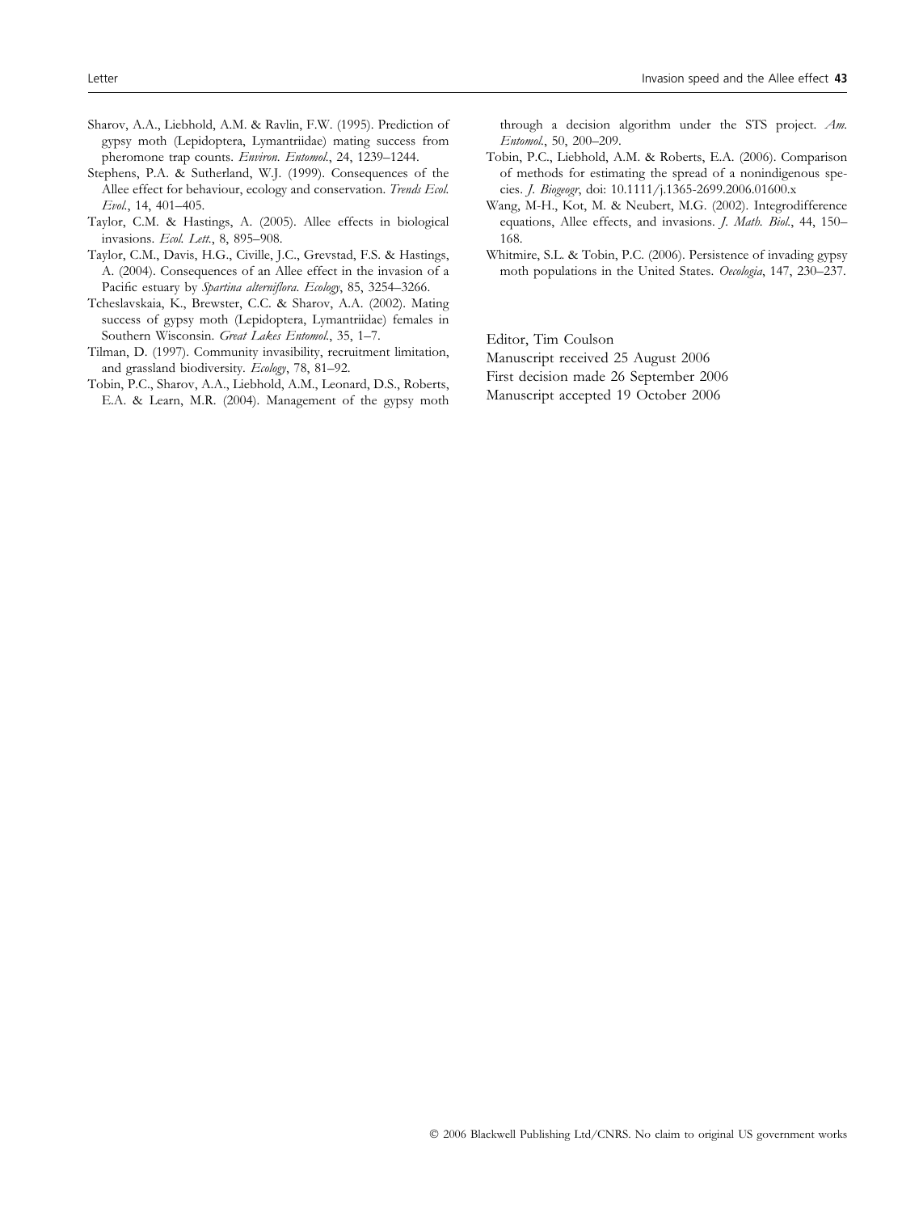Sharov, A.A., Liebhold, A.M. & Ravlin, F.W. (1995). Prediction of gypsy moth (Lepidoptera, Lymantriidae) mating success from pheromone trap counts. *Environ. Entomol.*, 24, 1239–1244.

Stephens, P.A. & Sutherland, W.J. (1999). Consequences of the Allee effect for behaviour, ecology and conservation. *Trends Ecol. Evol.*, 14, 401–405.

Taylor, C.M. & Hastings, A. (2005). Allee effects in biological invasions. *Ecol. Lett.*, 8, 895–908.

Taylor, C.M., Davis, H.G., Civille, J.C., Grevstad, F.S. & Hastings, A. (2004). Consequences of an Allee effect in the invasion of a Pacific estuary by *Spartina alterniflora*. *Ecology*, 85, 3254–3266.

Tcheslavskaia, K., Brewster, C.C. & Sharov, A.A. (2002). Mating success of gypsy moth (Lepidoptera, Lymantriidae) females in Southern Wisconsin. *Great Lakes Entomol.*, 35, 1–7.

Tilman, D. (1997). Community invasibility, recruitment limitation, and grassland biodiversity. *Ecology*, 78, 81–92.

Tobin, P.C., Sharov, A.A., Liebhold, A.M., Leonard, D.S., Roberts, E.A. & Learn, M.R. (2004). Management of the gypsy moth through a decision algorithm under the STS project. *Am. Entomol.*, 50, 200–209.

Tobin, P.C., Liebhold, A.M. & Roberts, E.A. (2006). Comparison of methods for estimating the spread of a nonindigenous species. *J. Biogeogr*, doi: 10.1111/j.1365-2699.2006.01600.x

Wang, M-H., Kot, M. & Neubert, M.G. (2002). Integrodifference equations, Allee effects, and invasions. *J. Math. Biol.*, 44, 150–168.

Whitmire, S.L. & Tobin, P.C. (2006). Persistence of invading gypsy moth populations in the United States. *Oecologia*, 147, 230–237.

Editor, Tim Coulson
Manuscript received 25 August 2006
First decision made 26 September 2006
Manuscript accepted 19 October 2006